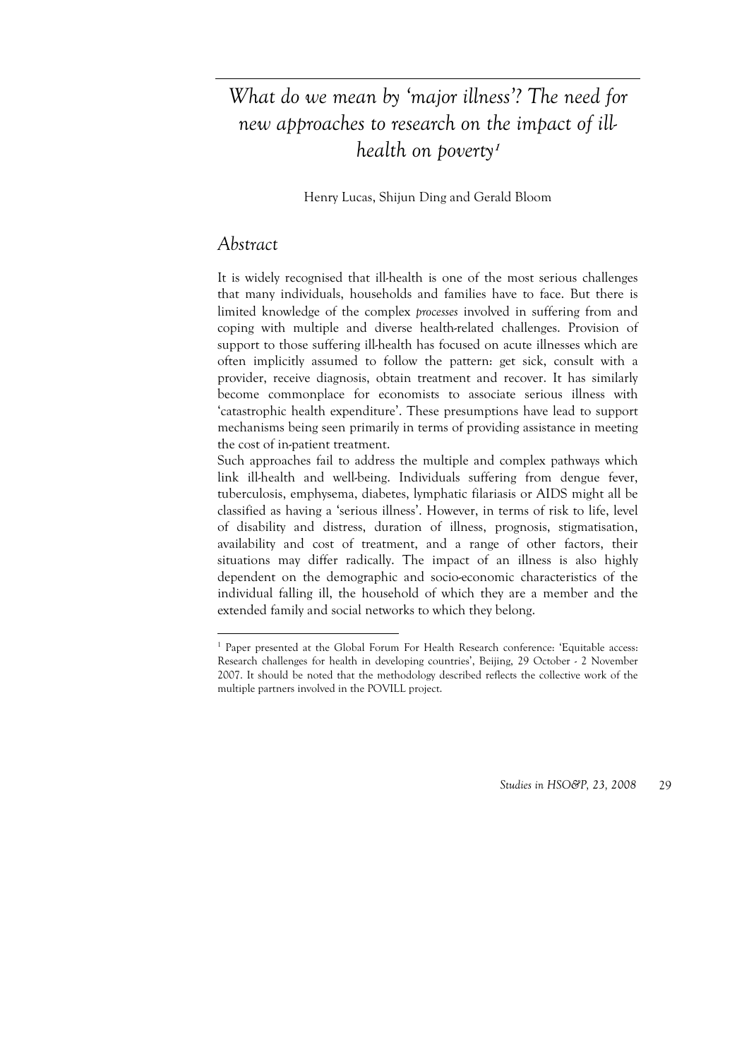# *What do we mean by 'major illness'? The need for new approaches to research on the impact of ill-health on poverty*[1]

Henry Lucas, Shijun Ding and Gerald Bloom

## *Abstract*

It is widely recognised that ill-health is one of the most serious challenges that many individuals, households and families have to face. But there is limited knowledge of the complex *processes* involved in suffering from and coping with multiple and diverse health-related challenges. Provision of support to those suffering ill-health has focused on acute illnesses which are often implicitly assumed to follow the pattern: get sick, consult with a provider, receive diagnosis, obtain treatment and recover. It has similarly become commonplace for economists to associate serious illness with 'catastrophic health expenditure'. These presumptions have lead to support mechanisms being seen primarily in terms of providing assistance in meeting the cost of in-patient treatment.

Such approaches fail to address the multiple and complex pathways which link ill-health and well-being. Individuals suffering from dengue fever, tuberculosis, emphysema, diabetes, lymphatic filariasis or AIDS might all be classified as having a 'serious illness'. However, in terms of risk to life, level of disability and distress, duration of illness, prognosis, stigmatisation, availability and cost of treatment, and a range of other factors, their situations may differ radically. The impact of an illness is also highly dependent on the demographic and socio-economic characteristics of the individual falling ill, the household of which they are a member and the extended family and social networks to which they belong.

---

[1] Paper presented at the Global Forum For Health Research conference: 'Equitable access: Research challenges for health in developing countries', Beijing, 29 October - 2 November 2007. It should be noted that the methodology described reflects the collective work of the multiple partners involved in the POVILL project.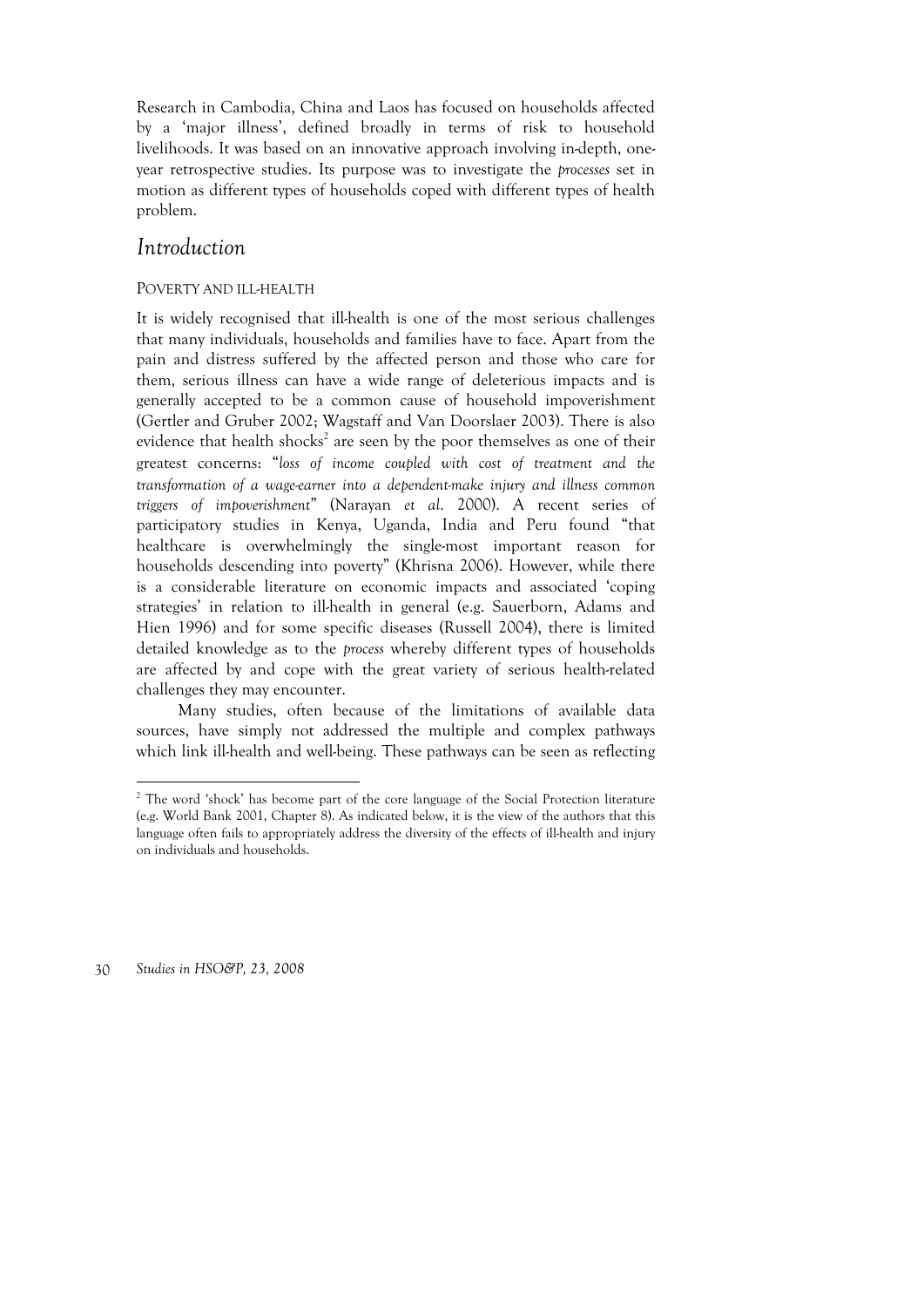Research in Cambodia, China and Laos has focused on households affected by a 'major illness', defined broadly in terms of risk to household livelihoods. It was based on an innovative approach involving in-depth, one-year retrospective studies. Its purpose was to investigate the *processes* set in motion as different types of households coped with different types of health problem.

## Introduction

### POVERTY AND ILL-HEALTH

It is widely recognised that ill-health is one of the most serious challenges that many individuals, households and families have to face. Apart from the pain and distress suffered by the affected person and those who care for them, serious illness can have a wide range of deleterious impacts and is generally accepted to be a common cause of household impoverishment (Gertler and Gruber 2002; Wagstaff and Van Doorslaer 2003). There is also evidence that health shocks[2] are seen by the poor themselves as one of their greatest concerns: "*loss of income coupled with cost of treatment and the transformation of a wage-earner into a dependent-make injury and illness common triggers of impoverishment*" (Narayan *et al*. 2000). A recent series of participatory studies in Kenya, Uganda, India and Peru found "that healthcare is overwhelmingly the single-most important reason for households descending into poverty" (Khrisna 2006). However, while there is a considerable literature on economic impacts and associated 'coping strategies' in relation to ill-health in general (e.g. Sauerborn, Adams and Hien 1996) and for some specific diseases (Russell 2004), there is limited detailed knowledge as to the *process* whereby different types of households are affected by and cope with the great variety of serious health-related challenges they may encounter.

Many studies, often because of the limitations of available data sources, have simply not addressed the multiple and complex pathways which link ill-health and well-being. These pathways can be seen as reflecting

[2] The word 'shock' has become part of the core language of the Social Protection literature (e.g. World Bank 2001, Chapter 8). As indicated below, it is the view of the authors that this language often fails to appropriately address the diversity of the effects of ill-health and injury on individuals and households.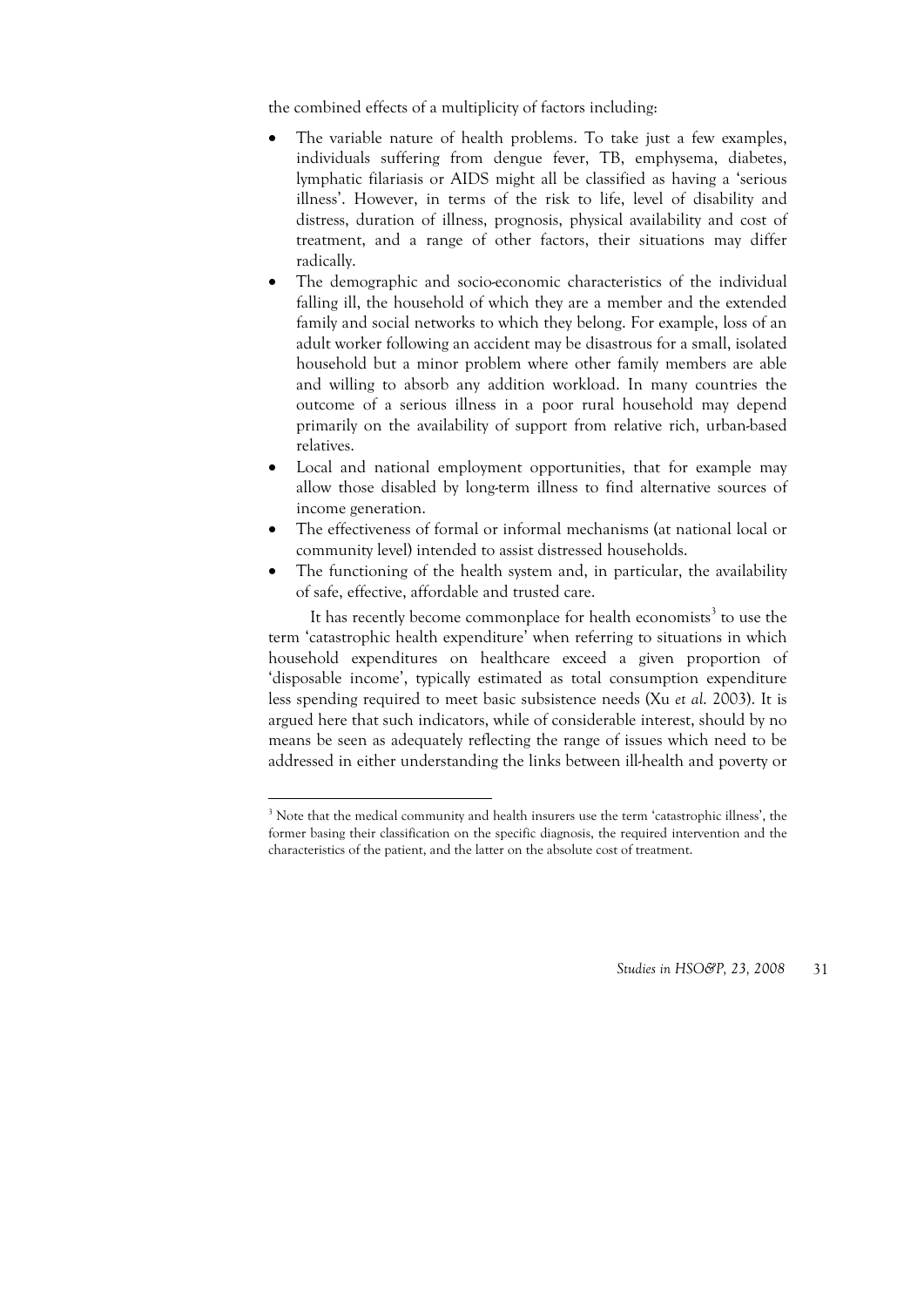the combined effects of a multiplicity of factors including:

- The variable nature of health problems. To take just a few examples, individuals suffering from dengue fever, TB, emphysema, diabetes, lymphatic filariasis or AIDS might all be classified as having a 'serious illness'. However, in terms of the risk to life, level of disability and distress, duration of illness, prognosis, physical availability and cost of treatment, and a range of other factors, their situations may differ radically.
- The demographic and socio-economic characteristics of the individual falling ill, the household of which they are a member and the extended family and social networks to which they belong. For example, loss of an adult worker following an accident may be disastrous for a small, isolated household but a minor problem where other family members are able and willing to absorb any addition workload. In many countries the outcome of a serious illness in a poor rural household may depend primarily on the availability of support from relative rich, urban-based relatives.
- Local and national employment opportunities, that for example may allow those disabled by long-term illness to find alternative sources of income generation.
- The effectiveness of formal or informal mechanisms (at national local or community level) intended to assist distressed households.
- The functioning of the health system and, in particular, the availability of safe, effective, affordable and trusted care.

It has recently become commonplace for health economists[3] to use the term 'catastrophic health expenditure' when referring to situations in which household expenditures on healthcare exceed a given proportion of 'disposable income', typically estimated as total consumption expenditure less spending required to meet basic subsistence needs (Xu *et al.* 2003). It is argued here that such indicators, while of considerable interest, should by no means be seen as adequately reflecting the range of issues which need to be addressed in either understanding the links between ill-health and poverty or

[3] Note that the medical community and health insurers use the term 'catastrophic illness', the former basing their classification on the specific diagnosis, the required intervention and the characteristics of the patient, and the latter on the absolute cost of treatment.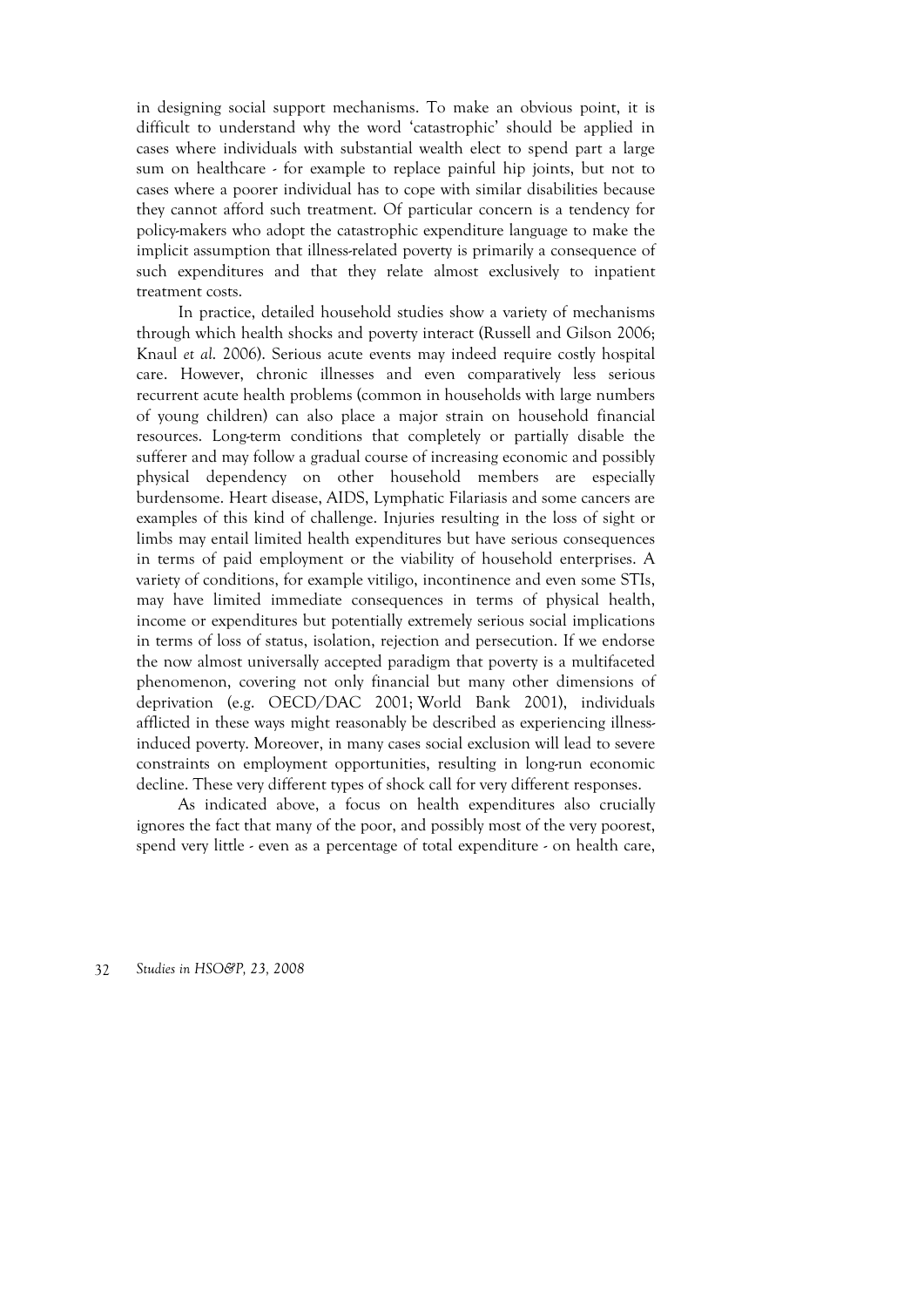in designing social support mechanisms. To make an obvious point, it is difficult to understand why the word 'catastrophic' should be applied in cases where individuals with substantial wealth elect to spend part a large sum on healthcare - for example to replace painful hip joints, but not to cases where a poorer individual has to cope with similar disabilities because they cannot afford such treatment. Of particular concern is a tendency for policy-makers who adopt the catastrophic expenditure language to make the implicit assumption that illness-related poverty is primarily a consequence of such expenditures and that they relate almost exclusively to inpatient treatment costs.

In practice, detailed household studies show a variety of mechanisms through which health shocks and poverty interact (Russell and Gilson 2006; Knaul *et al.* 2006). Serious acute events may indeed require costly hospital care. However, chronic illnesses and even comparatively less serious recurrent acute health problems (common in households with large numbers of young children) can also place a major strain on household financial resources. Long-term conditions that completely or partially disable the sufferer and may follow a gradual course of increasing economic and possibly physical dependency on other household members are especially burdensome. Heart disease, AIDS, Lymphatic Filariasis and some cancers are examples of this kind of challenge. Injuries resulting in the loss of sight or limbs may entail limited health expenditures but have serious consequences in terms of paid employment or the viability of household enterprises. A variety of conditions, for example vitiligo, incontinence and even some STIs, may have limited immediate consequences in terms of physical health, income or expenditures but potentially extremely serious social implications in terms of loss of status, isolation, rejection and persecution. If we endorse the now almost universally accepted paradigm that poverty is a multifaceted phenomenon, covering not only financial but many other dimensions of deprivation (e.g. OECD/DAC 2001; World Bank 2001), individuals afflicted in these ways might reasonably be described as experiencing illness-induced poverty. Moreover, in many cases social exclusion will lead to severe constraints on employment opportunities, resulting in long-run economic decline. These very different types of shock call for very different responses.

As indicated above, a focus on health expenditures also crucially ignores the fact that many of the poor, and possibly most of the very poorest, spend very little - even as a percentage of total expenditure - on health care,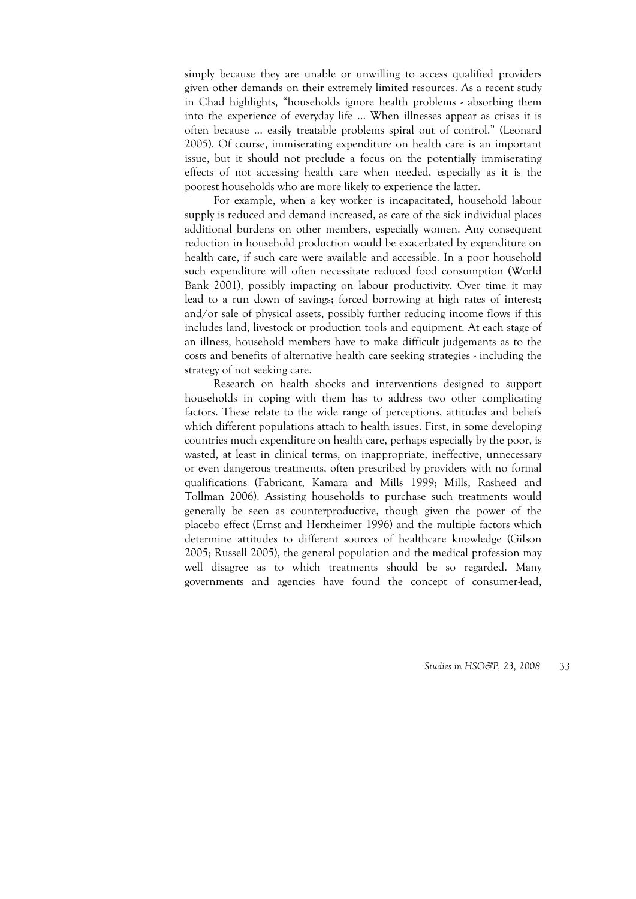simply because they are unable or unwilling to access qualified providers given other demands on their extremely limited resources. As a recent study in Chad highlights, "households ignore health problems - absorbing them into the experience of everyday life … When illnesses appear as crises it is often because … easily treatable problems spiral out of control." (Leonard 2005). Of course, immiserating expenditure on health care is an important issue, but it should not preclude a focus on the potentially immiserating effects of not accessing health care when needed, especially as it is the poorest households who are more likely to experience the latter.

For example, when a key worker is incapacitated, household labour supply is reduced and demand increased, as care of the sick individual places additional burdens on other members, especially women. Any consequent reduction in household production would be exacerbated by expenditure on health care, if such care were available and accessible. In a poor household such expenditure will often necessitate reduced food consumption (World Bank 2001), possibly impacting on labour productivity. Over time it may lead to a run down of savings; forced borrowing at high rates of interest; and/or sale of physical assets, possibly further reducing income flows if this includes land, livestock or production tools and equipment. At each stage of an illness, household members have to make difficult judgements as to the costs and benefits of alternative health care seeking strategies - including the strategy of not seeking care.

Research on health shocks and interventions designed to support households in coping with them has to address two other complicating factors. These relate to the wide range of perceptions, attitudes and beliefs which different populations attach to health issues. First, in some developing countries much expenditure on health care, perhaps especially by the poor, is wasted, at least in clinical terms, on inappropriate, ineffective, unnecessary or even dangerous treatments, often prescribed by providers with no formal qualifications (Fabricant, Kamara and Mills 1999; Mills, Rasheed and Tollman 2006). Assisting households to purchase such treatments would generally be seen as counterproductive, though given the power of the placebo effect (Ernst and Herxheimer 1996) and the multiple factors which determine attitudes to different sources of healthcare knowledge (Gilson 2005; Russell 2005), the general population and the medical profession may well disagree as to which treatments should be so regarded. Many governments and agencies have found the concept of consumer-lead,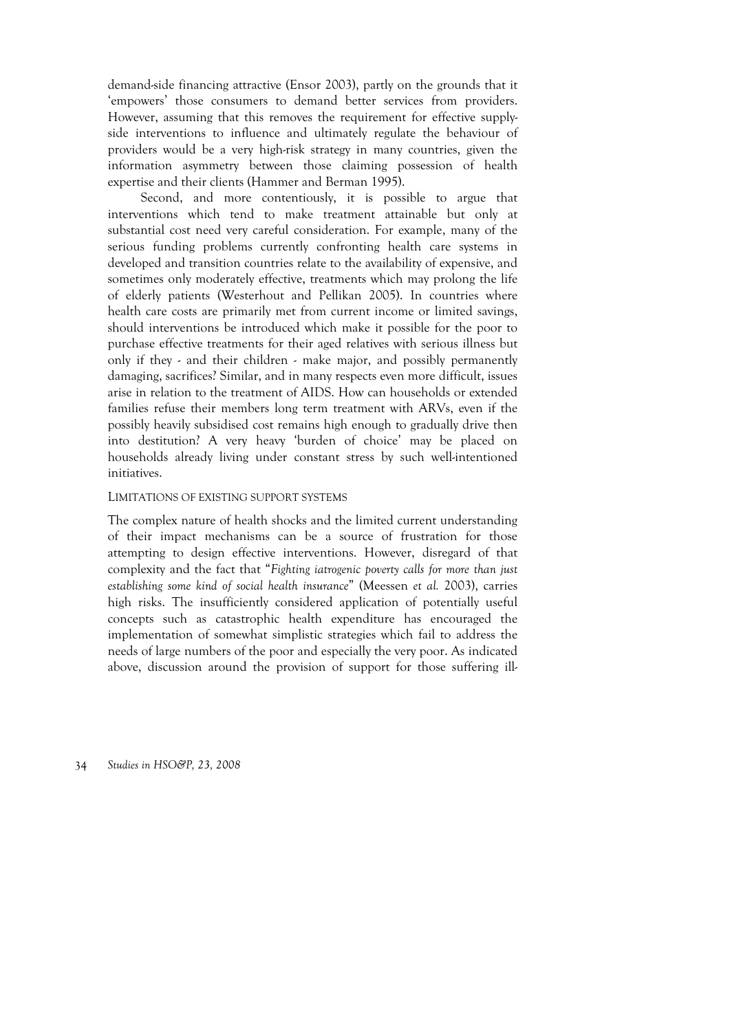demand-side financing attractive (Ensor 2003), partly on the grounds that it 'empowers' those consumers to demand better services from providers. However, assuming that this removes the requirement for effective supply-side interventions to influence and ultimately regulate the behaviour of providers would be a very high-risk strategy in many countries, given the information asymmetry between those claiming possession of health expertise and their clients (Hammer and Berman 1995).

Second, and more contentiously, it is possible to argue that interventions which tend to make treatment attainable but only at substantial cost need very careful consideration. For example, many of the serious funding problems currently confronting health care systems in developed and transition countries relate to the availability of expensive, and sometimes only moderately effective, treatments which may prolong the life of elderly patients (Westerhout and Pellikan 2005). In countries where health care costs are primarily met from current income or limited savings, should interventions be introduced which make it possible for the poor to purchase effective treatments for their aged relatives with serious illness but only if they - and their children - make major, and possibly permanently damaging, sacrifices? Similar, and in many respects even more difficult, issues arise in relation to the treatment of AIDS. How can households or extended families refuse their members long term treatment with ARVs, even if the possibly heavily subsidised cost remains high enough to gradually drive then into destitution? A very heavy 'burden of choice' may be placed on households already living under constant stress by such well-intentioned initiatives.

## LIMITATIONS OF EXISTING SUPPORT SYSTEMS

The complex nature of health shocks and the limited current understanding of their impact mechanisms can be a source of frustration for those attempting to design effective interventions. However, disregard of that complexity and the fact that "*Fighting iatrogenic poverty calls for more than just establishing some kind of social health insurance*" (Meessen *et al.* 2003), carries high risks. The insufficiently considered application of potentially useful concepts such as catastrophic health expenditure has encouraged the implementation of somewhat simplistic strategies which fail to address the needs of large numbers of the poor and especially the very poor. As indicated above, discussion around the provision of support for those suffering ill-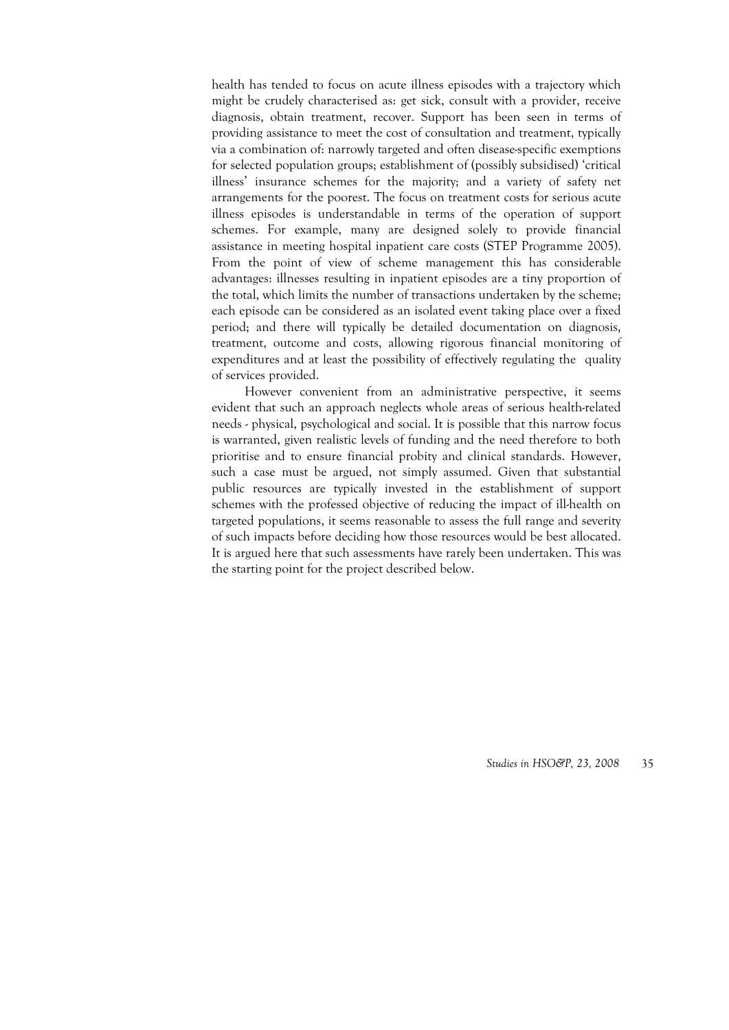health has tended to focus on acute illness episodes with a trajectory which might be crudely characterised as: get sick, consult with a provider, receive diagnosis, obtain treatment, recover. Support has been seen in terms of providing assistance to meet the cost of consultation and treatment, typically via a combination of: narrowly targeted and often disease-specific exemptions for selected population groups; establishment of (possibly subsidised) 'critical illness' insurance schemes for the majority; and a variety of safety net arrangements for the poorest. The focus on treatment costs for serious acute illness episodes is understandable in terms of the operation of support schemes. For example, many are designed solely to provide financial assistance in meeting hospital inpatient care costs (STEP Programme 2005). From the point of view of scheme management this has considerable advantages: illnesses resulting in inpatient episodes are a tiny proportion of the total, which limits the number of transactions undertaken by the scheme; each episode can be considered as an isolated event taking place over a fixed period; and there will typically be detailed documentation on diagnosis, treatment, outcome and costs, allowing rigorous financial monitoring of expenditures and at least the possibility of effectively regulating the quality of services provided.

However convenient from an administrative perspective, it seems evident that such an approach neglects whole areas of serious health-related needs - physical, psychological and social. It is possible that this narrow focus is warranted, given realistic levels of funding and the need therefore to both prioritise and to ensure financial probity and clinical standards. However, such a case must be argued, not simply assumed. Given that substantial public resources are typically invested in the establishment of support schemes with the professed objective of reducing the impact of ill-health on targeted populations, it seems reasonable to assess the full range and severity of such impacts before deciding how those resources would be best allocated. It is argued here that such assessments have rarely been undertaken. This was the starting point for the project described below.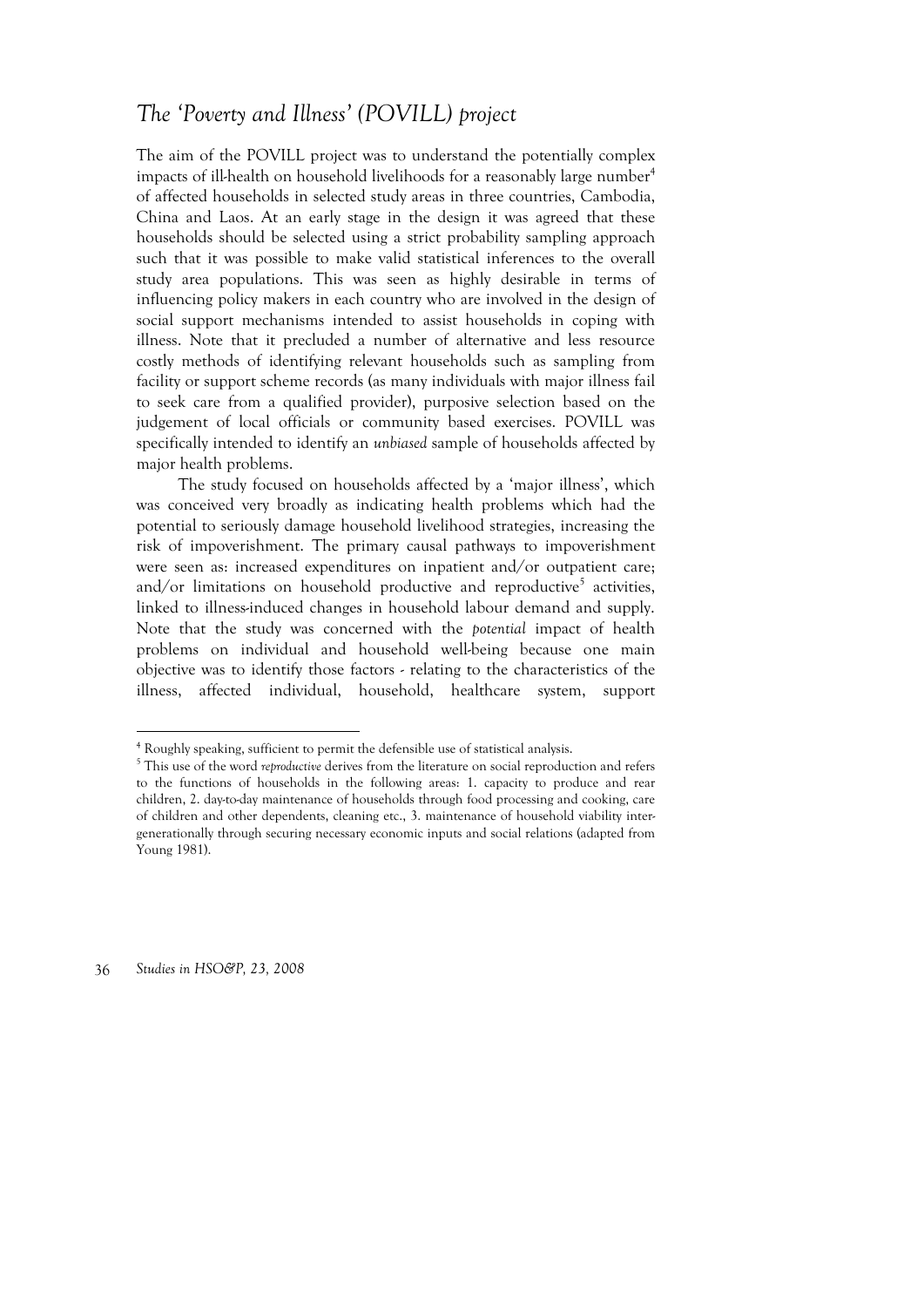## *The 'Poverty and Illness' (POVILL) project*

The aim of the POVILL project was to understand the potentially complex impacts of ill-health on household livelihoods for a reasonably large number[4] of affected households in selected study areas in three countries, Cambodia, China and Laos. At an early stage in the design it was agreed that these households should be selected using a strict probability sampling approach such that it was possible to make valid statistical inferences to the overall study area populations. This was seen as highly desirable in terms of influencing policy makers in each country who are involved in the design of social support mechanisms intended to assist households in coping with illness. Note that it precluded a number of alternative and less resource costly methods of identifying relevant households such as sampling from facility or support scheme records (as many individuals with major illness fail to seek care from a qualified provider), purposive selection based on the judgement of local officials or community based exercises. POVILL was specifically intended to identify an *unbiased* sample of households affected by major health problems.

The study focused on households affected by a 'major illness', which was conceived very broadly as indicating health problems which had the potential to seriously damage household livelihood strategies, increasing the risk of impoverishment. The primary causal pathways to impoverishment were seen as: increased expenditures on inpatient and/or outpatient care; and/or limitations on household productive and reproductive[5] activities, linked to illness-induced changes in household labour demand and supply. Note that the study was concerned with the *potential* impact of health problems on individual and household well-being because one main objective was to identify those factors - relating to the characteristics of the illness, affected individual, household, healthcare system, support

[4] Roughly speaking, sufficient to permit the defensible use of statistical analysis.

[5] This use of the word *reproductive* derives from the literature on social reproduction and refers to the functions of households in the following areas: 1. capacity to produce and rear children, 2. day-to-day maintenance of households through food processing and cooking, care of children and other dependents, cleaning etc., 3. maintenance of household viability inter-generationally through securing necessary economic inputs and social relations (adapted from Young 1981).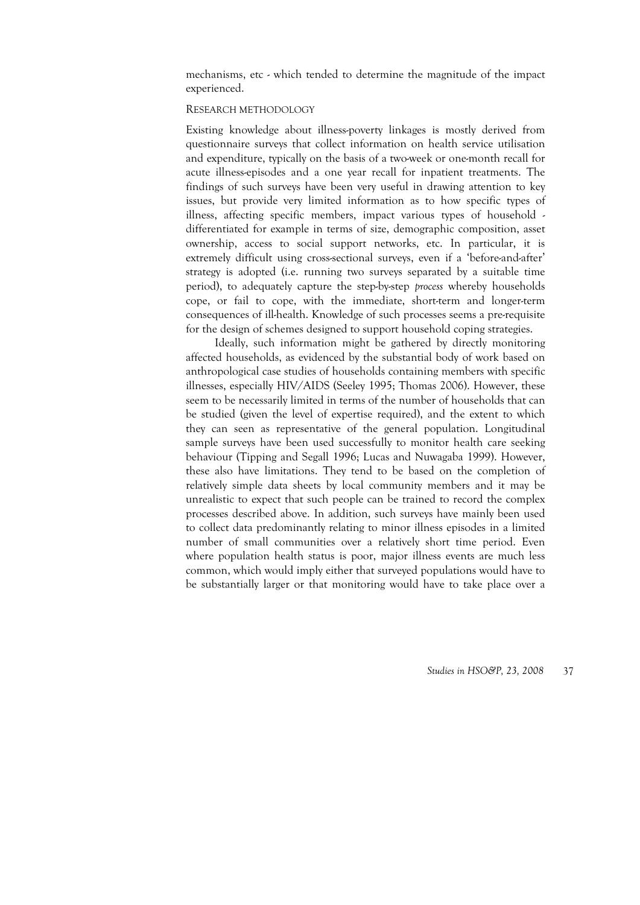mechanisms, etc - which tended to determine the magnitude of the impact experienced.

## RESEARCH METHODOLOGY

Existing knowledge about illness-poverty linkages is mostly derived from questionnaire surveys that collect information on health service utilisation and expenditure, typically on the basis of a two-week or one-month recall for acute illness-episodes and a one year recall for inpatient treatments. The findings of such surveys have been very useful in drawing attention to key issues, but provide very limited information as to how specific types of illness, affecting specific members, impact various types of household - differentiated for example in terms of size, demographic composition, asset ownership, access to social support networks, etc. In particular, it is extremely difficult using cross-sectional surveys, even if a 'before-and-after' strategy is adopted (i.e. running two surveys separated by a suitable time period), to adequately capture the step-by-step *process* whereby households cope, or fail to cope, with the immediate, short-term and longer-term consequences of ill-health. Knowledge of such processes seems a pre-requisite for the design of schemes designed to support household coping strategies.

Ideally, such information might be gathered by directly monitoring affected households, as evidenced by the substantial body of work based on anthropological case studies of households containing members with specific illnesses, especially HIV/AIDS (Seeley 1995; Thomas 2006). However, these seem to be necessarily limited in terms of the number of households that can be studied (given the level of expertise required), and the extent to which they can seen as representative of the general population. Longitudinal sample surveys have been used successfully to monitor health care seeking behaviour (Tipping and Segall 1996; Lucas and Nuwagaba 1999). However, these also have limitations. They tend to be based on the completion of relatively simple data sheets by local community members and it may be unrealistic to expect that such people can be trained to record the complex processes described above. In addition, such surveys have mainly been used to collect data predominantly relating to minor illness episodes in a limited number of small communities over a relatively short time period. Even where population health status is poor, major illness events are much less common, which would imply either that surveyed populations would have to be substantially larger or that monitoring would have to take place over a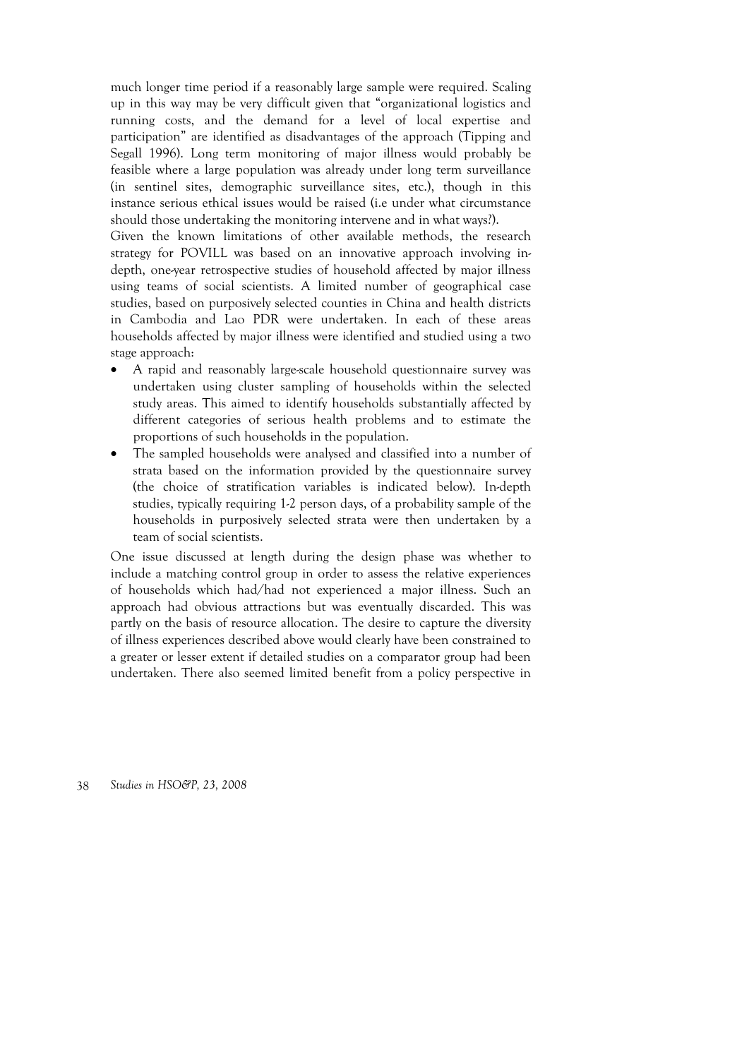much longer time period if a reasonably large sample were required. Scaling up in this way may be very difficult given that "organizational logistics and running costs, and the demand for a level of local expertise and participation" are identified as disadvantages of the approach (Tipping and Segall 1996). Long term monitoring of major illness would probably be feasible where a large population was already under long term surveillance (in sentinel sites, demographic surveillance sites, etc.), though in this instance serious ethical issues would be raised (i.e under what circumstance should those undertaking the monitoring intervene and in what ways?).

Given the known limitations of other available methods, the research strategy for POVILL was based on an innovative approach involving in-depth, one-year retrospective studies of household affected by major illness using teams of social scientists. A limited number of geographical case studies, based on purposively selected counties in China and health districts in Cambodia and Lao PDR were undertaken. In each of these areas households affected by major illness were identified and studied using a two stage approach:

- A rapid and reasonably large-scale household questionnaire survey was undertaken using cluster sampling of households within the selected study areas. This aimed to identify households substantially affected by different categories of serious health problems and to estimate the proportions of such households in the population.
- The sampled households were analysed and classified into a number of strata based on the information provided by the questionnaire survey (the choice of stratification variables is indicated below). In-depth studies, typically requiring 1-2 person days, of a probability sample of the households in purposively selected strata were then undertaken by a team of social scientists.

One issue discussed at length during the design phase was whether to include a matching control group in order to assess the relative experiences of households which had/had not experienced a major illness. Such an approach had obvious attractions but was eventually discarded. This was partly on the basis of resource allocation. The desire to capture the diversity of illness experiences described above would clearly have been constrained to a greater or lesser extent if detailed studies on a comparator group had been undertaken. There also seemed limited benefit from a policy perspective in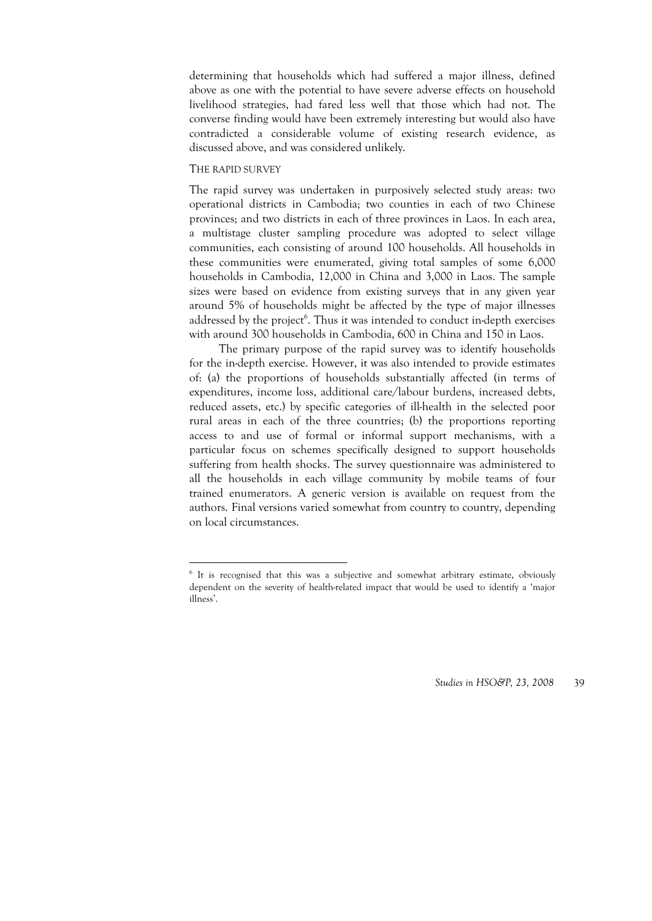determining that households which had suffered a major illness, defined above as one with the potential to have severe adverse effects on household livelihood strategies, had fared less well that those which had not. The converse finding would have been extremely interesting but would also have contradicted a considerable volume of existing research evidence, as discussed above, and was considered unlikely.

### THE RAPID SURVEY

The rapid survey was undertaken in purposively selected study areas: two operational districts in Cambodia; two counties in each of two Chinese provinces; and two districts in each of three provinces in Laos. In each area, a multistage cluster sampling procedure was adopted to select village communities, each consisting of around 100 households. All households in these communities were enumerated, giving total samples of some 6,000 households in Cambodia, 12,000 in China and 3,000 in Laos. The sample sizes were based on evidence from existing surveys that in any given year around 5% of households might be affected by the type of major illnesses addressed by the project[6]. Thus it was intended to conduct in-depth exercises with around 300 households in Cambodia, 600 in China and 150 in Laos.

The primary purpose of the rapid survey was to identify households for the in-depth exercise. However, it was also intended to provide estimates of: (a) the proportions of households substantially affected (in terms of expenditures, income loss, additional care/labour burdens, increased debts, reduced assets, etc.) by specific categories of ill-health in the selected poor rural areas in each of the three countries; (b) the proportions reporting access to and use of formal or informal support mechanisms, with a particular focus on schemes specifically designed to support households suffering from health shocks. The survey questionnaire was administered to all the households in each village community by mobile teams of four trained enumerators. A generic version is available on request from the authors. Final versions varied somewhat from country to country, depending on local circumstances.

---

[6] It is recognised that this was a subjective and somewhat arbitrary estimate, obviously dependent on the severity of health-related impact that would be used to identify a 'major illness'.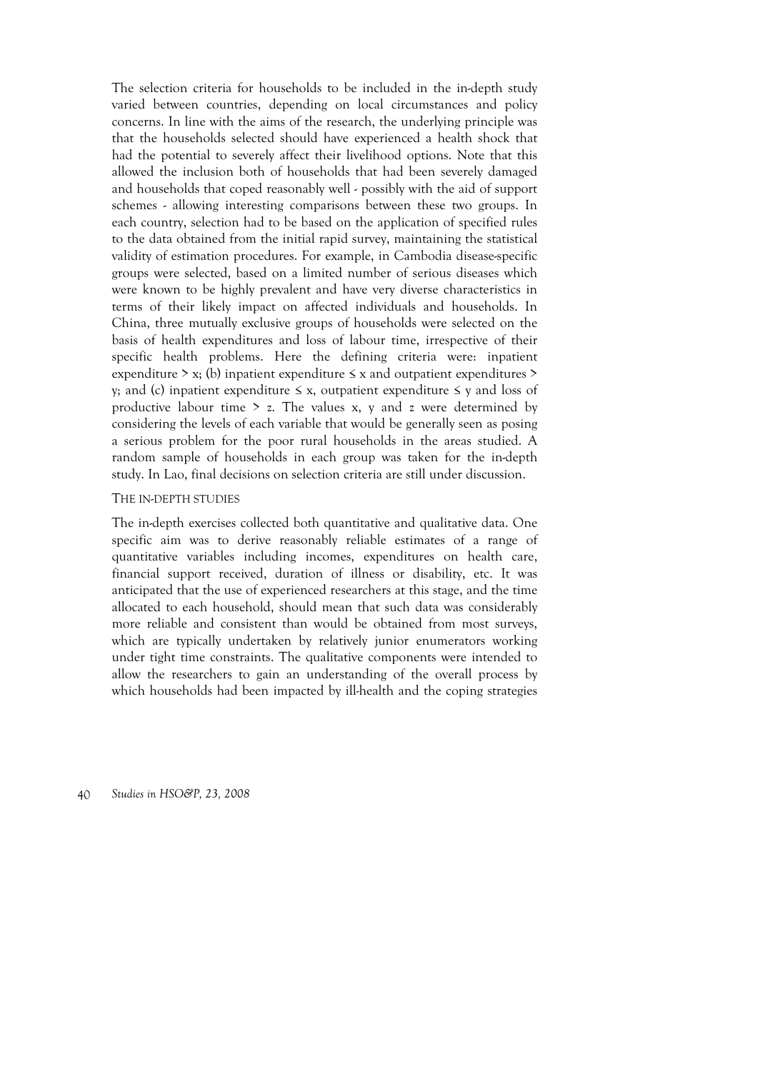The selection criteria for households to be included in the in-depth study varied between countries, depending on local circumstances and policy concerns. In line with the aims of the research, the underlying principle was that the households selected should have experienced a health shock that had the potential to severely affect their livelihood options. Note that this allowed the inclusion both of households that had been severely damaged and households that coped reasonably well - possibly with the aid of support schemes - allowing interesting comparisons between these two groups. In each country, selection had to be based on the application of specified rules to the data obtained from the initial rapid survey, maintaining the statistical validity of estimation procedures. For example, in Cambodia disease-specific groups were selected, based on a limited number of serious diseases which were known to be highly prevalent and have very diverse characteristics in terms of their likely impact on affected individuals and households. In China, three mutually exclusive groups of households were selected on the basis of health expenditures and loss of labour time, irrespective of their specific health problems. Here the defining criteria were: inpatient expenditure $> x$; (b) inpatient expenditure $\leq x$ and outpatient expenditures $> y$; and (c) inpatient expenditure $\leq x$, outpatient expenditure $\leq y$ and loss of productive labour time $> z$. The values $x$, $y$ and $z$ were determined by considering the levels of each variable that would be generally seen as posing a serious problem for the poor rural households in the areas studied. A random sample of households in each group was taken for the in-depth study. In Lao, final decisions on selection criteria are still under discussion.

### THE IN-DEPTH STUDIES

The in-depth exercises collected both quantitative and qualitative data. One specific aim was to derive reasonably reliable estimates of a range of quantitative variables including incomes, expenditures on health care, financial support received, duration of illness or disability, etc. It was anticipated that the use of experienced researchers at this stage, and the time allocated to each household, should mean that such data was considerably more reliable and consistent than would be obtained from most surveys, which are typically undertaken by relatively junior enumerators working under tight time constraints. The qualitative components were intended to allow the researchers to gain an understanding of the overall process by which households had been impacted by ill-health and the coping strategies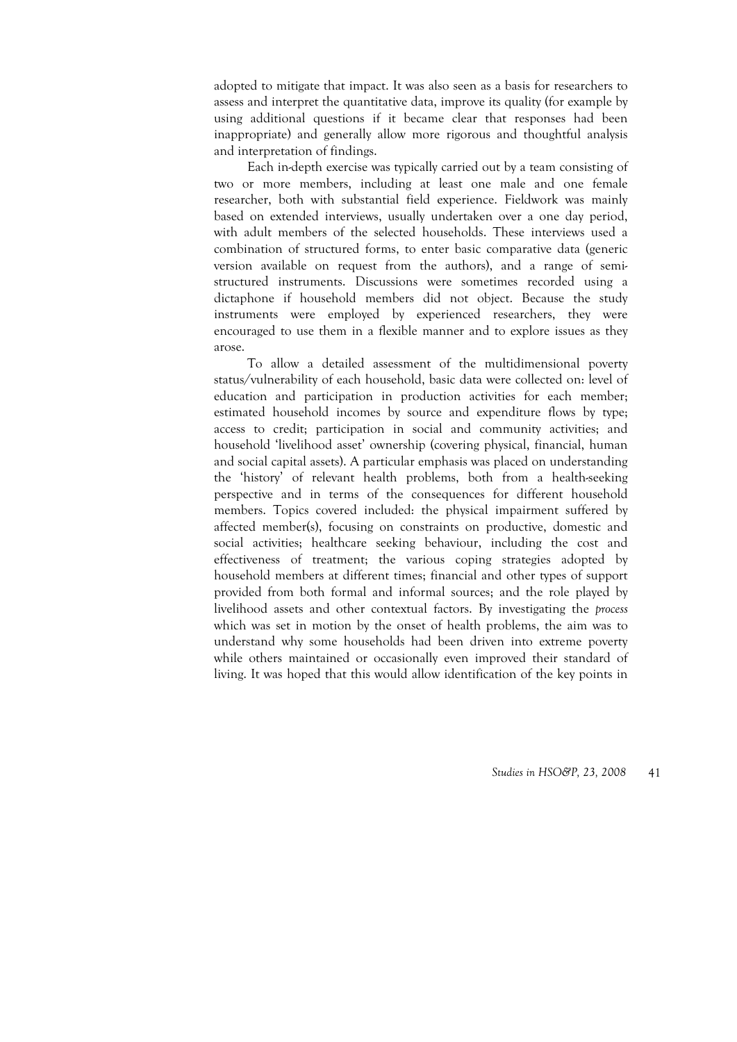adopted to mitigate that impact. It was also seen as a basis for researchers to assess and interpret the quantitative data, improve its quality (for example by using additional questions if it became clear that responses had been inappropriate) and generally allow more rigorous and thoughtful analysis and interpretation of findings.

Each in-depth exercise was typically carried out by a team consisting of two or more members, including at least one male and one female researcher, both with substantial field experience. Fieldwork was mainly based on extended interviews, usually undertaken over a one day period, with adult members of the selected households. These interviews used a combination of structured forms, to enter basic comparative data (generic version available on request from the authors), and a range of semi-structured instruments. Discussions were sometimes recorded using a dictaphone if household members did not object. Because the study instruments were employed by experienced researchers, they were encouraged to use them in a flexible manner and to explore issues as they arose.

To allow a detailed assessment of the multidimensional poverty status/vulnerability of each household, basic data were collected on: level of education and participation in production activities for each member; estimated household incomes by source and expenditure flows by type; access to credit; participation in social and community activities; and household 'livelihood asset' ownership (covering physical, financial, human and social capital assets). A particular emphasis was placed on understanding the 'history' of relevant health problems, both from a health-seeking perspective and in terms of the consequences for different household members. Topics covered included: the physical impairment suffered by affected member(s), focusing on constraints on productive, domestic and social activities; healthcare seeking behaviour, including the cost and effectiveness of treatment; the various coping strategies adopted by household members at different times; financial and other types of support provided from both formal and informal sources; and the role played by livelihood assets and other contextual factors. By investigating the *process* which was set in motion by the onset of health problems, the aim was to understand why some households had been driven into extreme poverty while others maintained or occasionally even improved their standard of living. It was hoped that this would allow identification of the key points in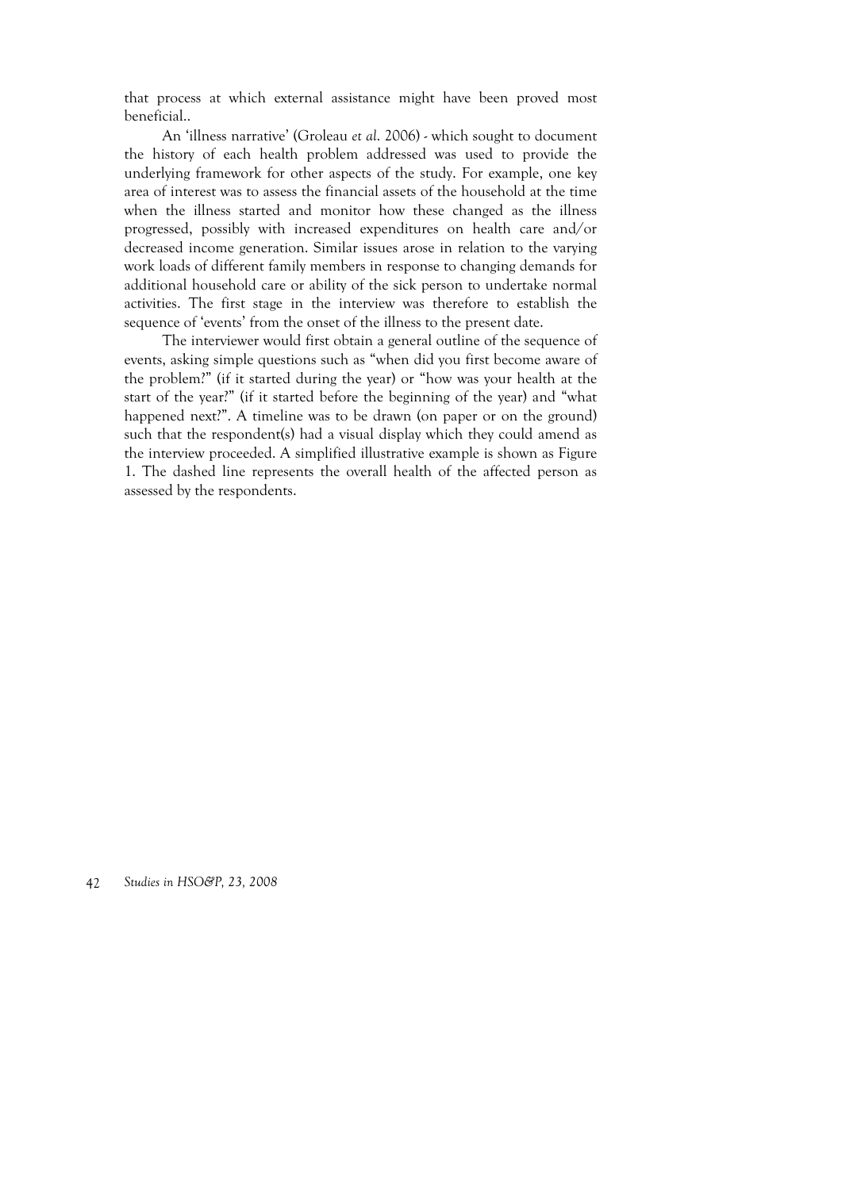that process at which external assistance might have been proved most beneficial..

An 'illness narrative' (Groleau *et al*. 2006) - which sought to document the history of each health problem addressed was used to provide the underlying framework for other aspects of the study. For example, one key area of interest was to assess the financial assets of the household at the time when the illness started and monitor how these changed as the illness progressed, possibly with increased expenditures on health care and/or decreased income generation. Similar issues arose in relation to the varying work loads of different family members in response to changing demands for additional household care or ability of the sick person to undertake normal activities. The first stage in the interview was therefore to establish the sequence of 'events' from the onset of the illness to the present date.

The interviewer would first obtain a general outline of the sequence of events, asking simple questions such as "when did you first become aware of the problem?" (if it started during the year) or "how was your health at the start of the year?" (if it started before the beginning of the year) and "what happened next?". A timeline was to be drawn (on paper or on the ground) such that the respondent(s) had a visual display which they could amend as the interview proceeded. A simplified illustrative example is shown as Figure 1. The dashed line represents the overall health of the affected person as assessed by the respondents.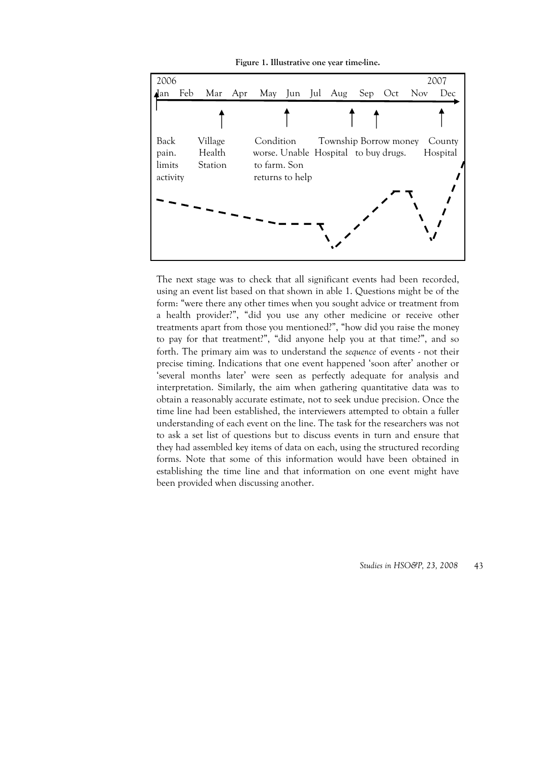**Figure 1. Illustrative one year time-line.**

| 2006 | | | | | | | | | | | 2007 |
|---|---|---|---|---|---|---|---|---|---|---|---|
| Jan | Feb | Mar | Apr | May | Jun | Jul | Aug | Sep | Oct | Nov | Dec |
| Back pain. limits activity | | Village Health Station | | | Condition worse. Unable to farm. Son returns to help | | Township Hospital | Borrow money to buy drugs. | | | County Hospital |

The next stage was to check that all significant events had been recorded, using an event list based on that shown in able 1. Questions might be of the form: "were there any other times when you sought advice or treatment from a health provider?", "did you use any other medicine or receive other treatments apart from those you mentioned?", "how did you raise the money to pay for that treatment?", "did anyone help you at that time?", and so forth. The primary aim was to understand the *sequence* of events - not their precise timing. Indications that one event happened 'soon after' another or 'several months later' were seen as perfectly adequate for analysis and interpretation. Similarly, the aim when gathering quantitative data was to obtain a reasonably accurate estimate, not to seek undue precision. Once the time line had been established, the interviewers attempted to obtain a fuller understanding of each event on the line. The task for the researchers was not to ask a set list of questions but to discuss events in turn and ensure that they had assembled key items of data on each, using the structured recording forms. Note that some of this information would have been obtained in establishing the time line and that information on one event might have been provided when discussing another.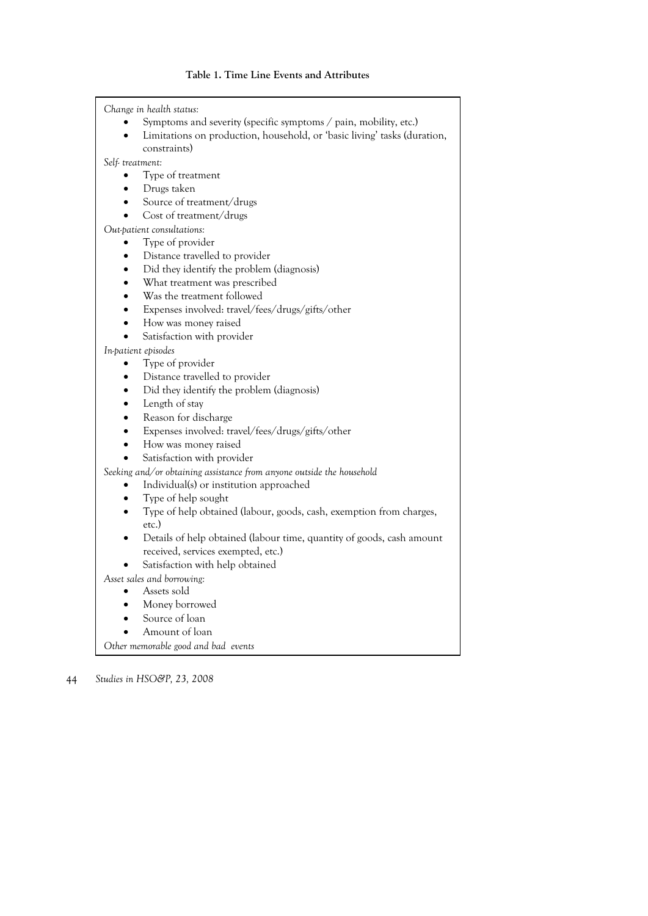**Table 1. Time Line Events and Attributes**

*Change in health status:*

- Symptoms and severity (specific symptoms / pain, mobility, etc.)
- Limitations on production, household, or 'basic living' tasks (duration, constraints)

*Self- treatment:*

- Type of treatment
- Drugs taken
- Source of treatment/drugs
- Cost of treatment/drugs

*Out-patient consultations:*

- Type of provider
- Distance travelled to provider
- Did they identify the problem (diagnosis)
- What treatment was prescribed
- Was the treatment followed
- Expenses involved: travel/fees/drugs/gifts/other
- How was money raised
- Satisfaction with provider

*In-patient episodes*

- Type of provider
- Distance travelled to provider
- Did they identify the problem (diagnosis)
- Length of stay
- Reason for discharge
- Expenses involved: travel/fees/drugs/gifts/other
- How was money raised
- Satisfaction with provider

*Seeking and/or obtaining assistance from anyone outside the household*

- Individual(s) or institution approached
- Type of help sought
- Type of help obtained (labour, goods, cash, exemption from charges, etc.)
- Details of help obtained (labour time, quantity of goods, cash amount received, services exempted, etc.)
- Satisfaction with help obtained

*Asset sales and borrowing:*

- Assets sold
- Money borrowed
- Source of loan
- Amount of loan

*Other memorable good and bad events*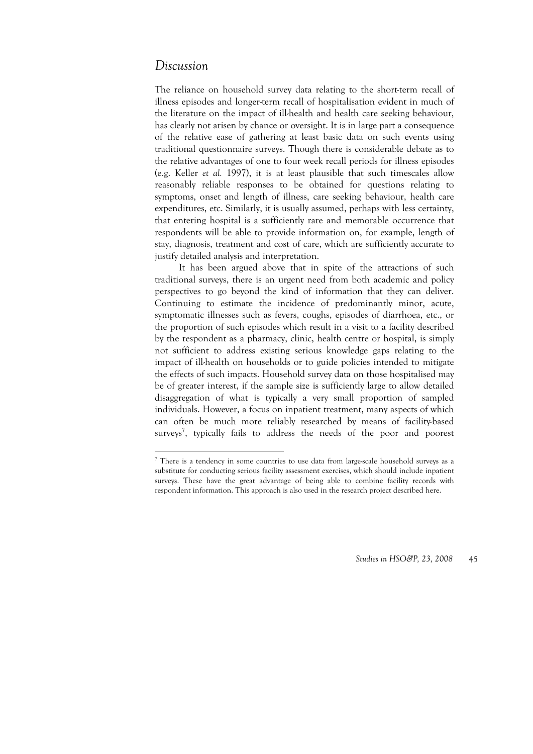## *Discussion*

The reliance on household survey data relating to the short-term recall of illness episodes and longer-term recall of hospitalisation evident in much of the literature on the impact of ill-health and health care seeking behaviour, has clearly not arisen by chance or oversight. It is in large part a consequence of the relative ease of gathering at least basic data on such events using traditional questionnaire surveys. Though there is considerable debate as to the relative advantages of one to four week recall periods for illness episodes (e.g. Keller *et al.* 1997), it is at least plausible that such timescales allow reasonably reliable responses to be obtained for questions relating to symptoms, onset and length of illness, care seeking behaviour, health care expenditures, etc. Similarly, it is usually assumed, perhaps with less certainty, that entering hospital is a sufficiently rare and memorable occurrence that respondents will be able to provide information on, for example, length of stay, diagnosis, treatment and cost of care, which are sufficiently accurate to justify detailed analysis and interpretation.

It has been argued above that in spite of the attractions of such traditional surveys, there is an urgent need from both academic and policy perspectives to go beyond the kind of information that they can deliver. Continuing to estimate the incidence of predominantly minor, acute, symptomatic illnesses such as fevers, coughs, episodes of diarrhoea, etc., or the proportion of such episodes which result in a visit to a facility described by the respondent as a pharmacy, clinic, health centre or hospital, is simply not sufficient to address existing serious knowledge gaps relating to the impact of ill-health on households or to guide policies intended to mitigate the effects of such impacts. Household survey data on those hospitalised may be of greater interest, if the sample size is sufficiently large to allow detailed disaggregation of what is typically a very small proportion of sampled individuals. However, a focus on inpatient treatment, many aspects of which can often be much more reliably researched by means of facility-based surveys[7], typically fails to address the needs of the poor and poorest

[7] There is a tendency in some countries to use data from large-scale household surveys as a substitute for conducting serious facility assessment exercises, which should include inpatient surveys. These have the great advantage of being able to combine facility records with respondent information. This approach is also used in the research project described here.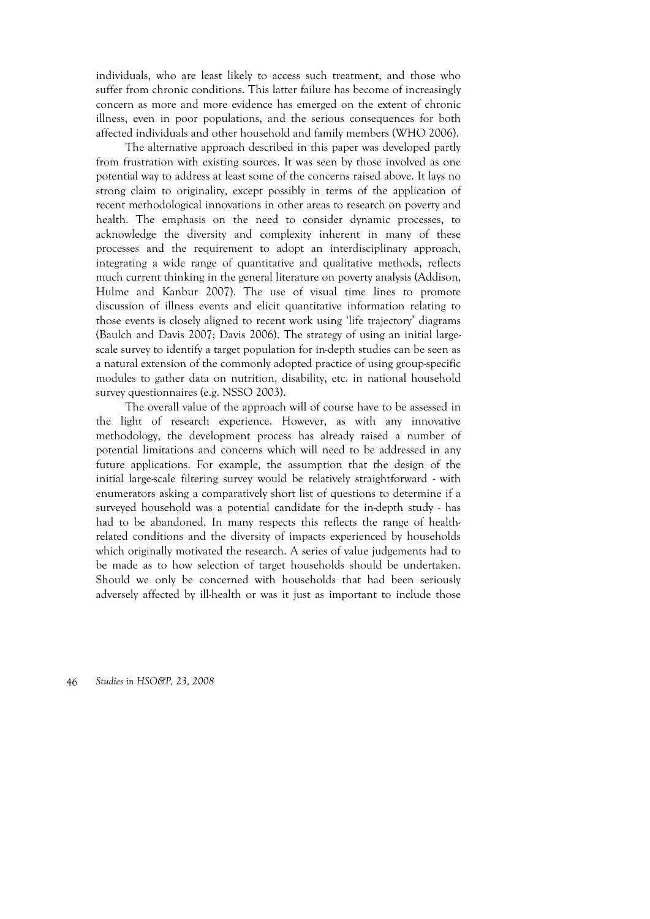individuals, who are least likely to access such treatment, and those who suffer from chronic conditions. This latter failure has become of increasingly concern as more and more evidence has emerged on the extent of chronic illness, even in poor populations, and the serious consequences for both affected individuals and other household and family members (WHO 2006).

The alternative approach described in this paper was developed partly from frustration with existing sources. It was seen by those involved as one potential way to address at least some of the concerns raised above. It lays no strong claim to originality, except possibly in terms of the application of recent methodological innovations in other areas to research on poverty and health. The emphasis on the need to consider dynamic processes, to acknowledge the diversity and complexity inherent in many of these processes and the requirement to adopt an interdisciplinary approach, integrating a wide range of quantitative and qualitative methods, reflects much current thinking in the general literature on poverty analysis (Addison, Hulme and Kanbur 2007). The use of visual time lines to promote discussion of illness events and elicit quantitative information relating to those events is closely aligned to recent work using 'life trajectory' diagrams (Baulch and Davis 2007; Davis 2006). The strategy of using an initial large-scale survey to identify a target population for in-depth studies can be seen as a natural extension of the commonly adopted practice of using group-specific modules to gather data on nutrition, disability, etc. in national household survey questionnaires (e.g. NSSO 2003).

The overall value of the approach will of course have to be assessed in the light of research experience. However, as with any innovative methodology, the development process has already raised a number of potential limitations and concerns which will need to be addressed in any future applications. For example, the assumption that the design of the initial large-scale filtering survey would be relatively straightforward - with enumerators asking a comparatively short list of questions to determine if a surveyed household was a potential candidate for the in-depth study - has had to be abandoned. In many respects this reflects the range of health-related conditions and the diversity of impacts experienced by households which originally motivated the research. A series of value judgements had to be made as to how selection of target households should be undertaken. Should we only be concerned with households that had been seriously adversely affected by ill-health or was it just as important to include those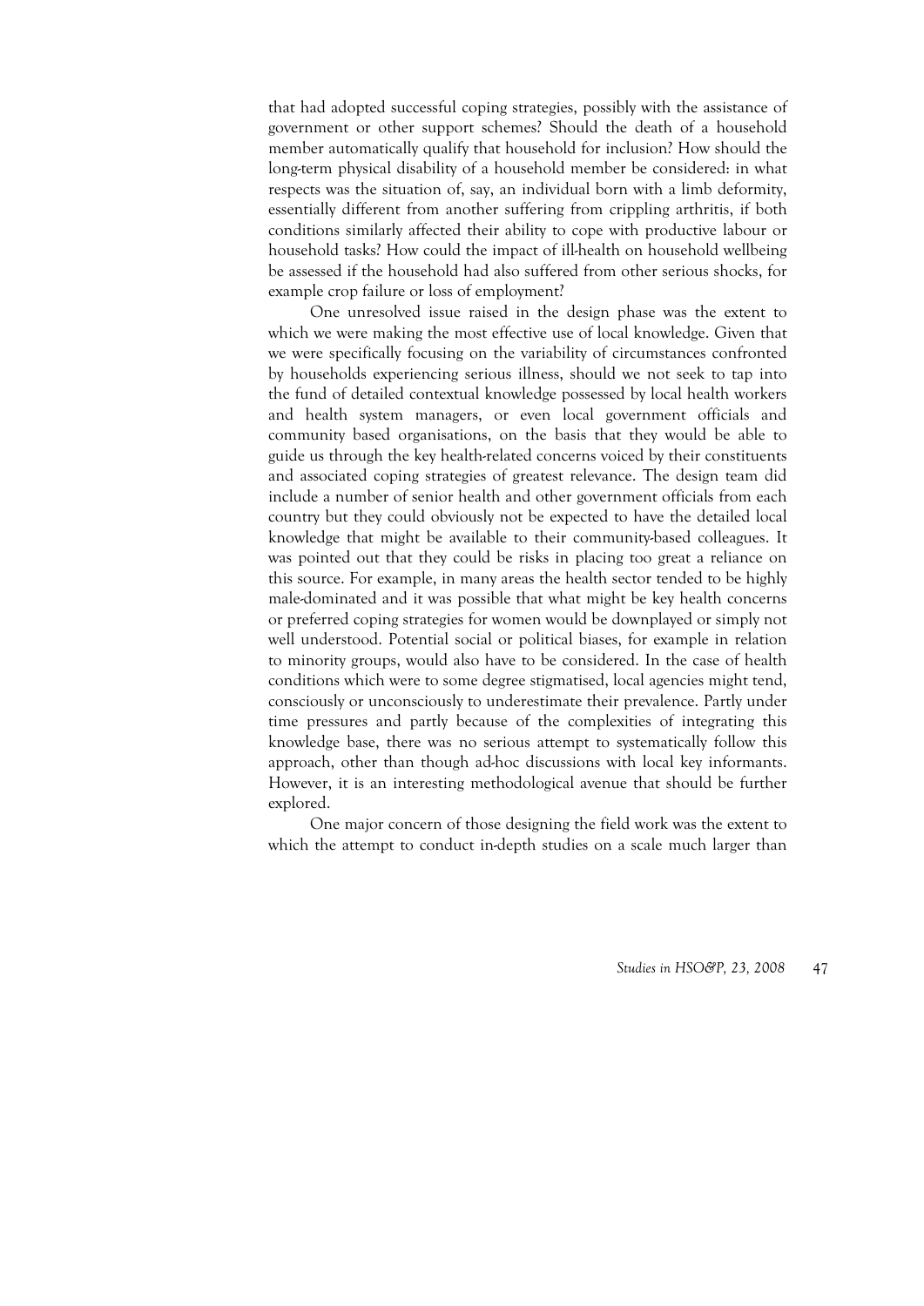that had adopted successful coping strategies, possibly with the assistance of government or other support schemes? Should the death of a household member automatically qualify that household for inclusion? How should the long-term physical disability of a household member be considered: in what respects was the situation of, say, an individual born with a limb deformity, essentially different from another suffering from crippling arthritis, if both conditions similarly affected their ability to cope with productive labour or household tasks? How could the impact of ill-health on household wellbeing be assessed if the household had also suffered from other serious shocks, for example crop failure or loss of employment?

One unresolved issue raised in the design phase was the extent to which we were making the most effective use of local knowledge. Given that we were specifically focusing on the variability of circumstances confronted by households experiencing serious illness, should we not seek to tap into the fund of detailed contextual knowledge possessed by local health workers and health system managers, or even local government officials and community based organisations, on the basis that they would be able to guide us through the key health-related concerns voiced by their constituents and associated coping strategies of greatest relevance. The design team did include a number of senior health and other government officials from each country but they could obviously not be expected to have the detailed local knowledge that might be available to their community-based colleagues. It was pointed out that they could be risks in placing too great a reliance on this source. For example, in many areas the health sector tended to be highly male-dominated and it was possible that what might be key health concerns or preferred coping strategies for women would be downplayed or simply not well understood. Potential social or political biases, for example in relation to minority groups, would also have to be considered. In the case of health conditions which were to some degree stigmatised, local agencies might tend, consciously or unconsciously to underestimate their prevalence. Partly under time pressures and partly because of the complexities of integrating this knowledge base, there was no serious attempt to systematically follow this approach, other than though ad-hoc discussions with local key informants. However, it is an interesting methodological avenue that should be further explored.

One major concern of those designing the field work was the extent to which the attempt to conduct in-depth studies on a scale much larger than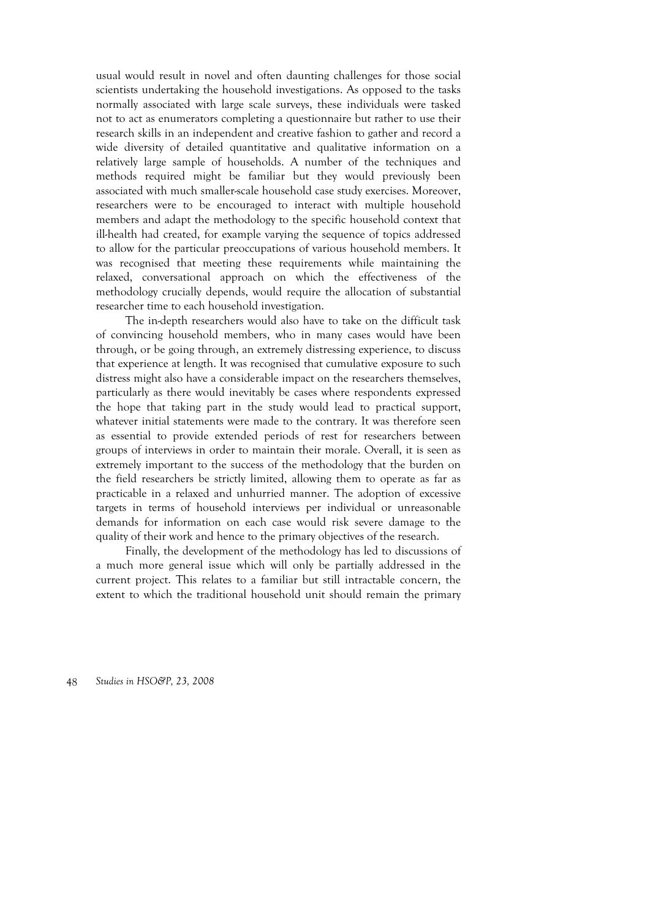usual would result in novel and often daunting challenges for those social scientists undertaking the household investigations. As opposed to the tasks normally associated with large scale surveys, these individuals were tasked not to act as enumerators completing a questionnaire but rather to use their research skills in an independent and creative fashion to gather and record a wide diversity of detailed quantitative and qualitative information on a relatively large sample of households. A number of the techniques and methods required might be familiar but they would previously been associated with much smaller-scale household case study exercises. Moreover, researchers were to be encouraged to interact with multiple household members and adapt the methodology to the specific household context that ill-health had created, for example varying the sequence of topics addressed to allow for the particular preoccupations of various household members. It was recognised that meeting these requirements while maintaining the relaxed, conversational approach on which the effectiveness of the methodology crucially depends, would require the allocation of substantial researcher time to each household investigation.

The in-depth researchers would also have to take on the difficult task of convincing household members, who in many cases would have been through, or be going through, an extremely distressing experience, to discuss that experience at length. It was recognised that cumulative exposure to such distress might also have a considerable impact on the researchers themselves, particularly as there would inevitably be cases where respondents expressed the hope that taking part in the study would lead to practical support, whatever initial statements were made to the contrary. It was therefore seen as essential to provide extended periods of rest for researchers between groups of interviews in order to maintain their morale. Overall, it is seen as extremely important to the success of the methodology that the burden on the field researchers be strictly limited, allowing them to operate as far as practicable in a relaxed and unhurried manner. The adoption of excessive targets in terms of household interviews per individual or unreasonable demands for information on each case would risk severe damage to the quality of their work and hence to the primary objectives of the research.

Finally, the development of the methodology has led to discussions of a much more general issue which will only be partially addressed in the current project. This relates to a familiar but still intractable concern, the extent to which the traditional household unit should remain the primary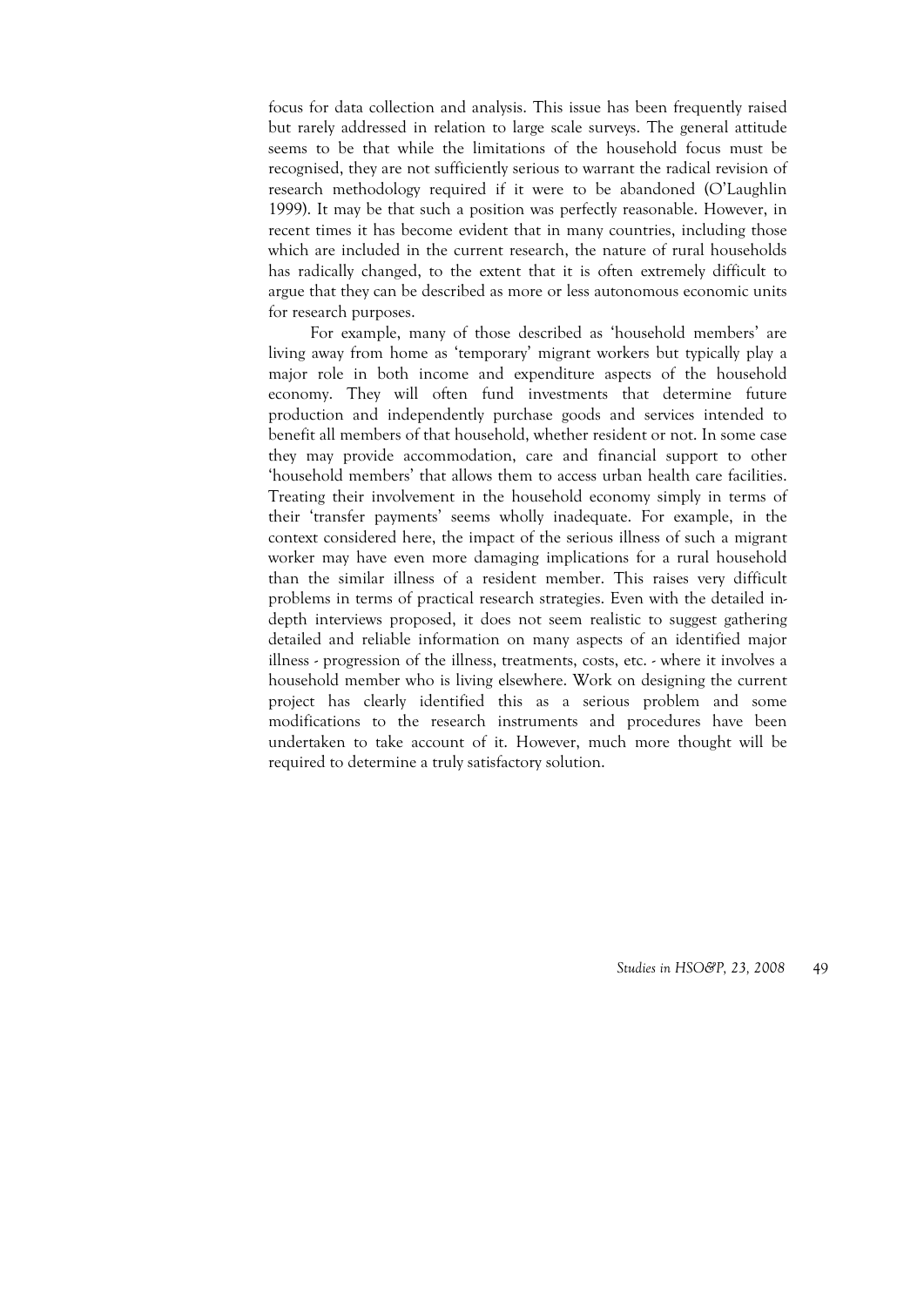focus for data collection and analysis. This issue has been frequently raised but rarely addressed in relation to large scale surveys. The general attitude seems to be that while the limitations of the household focus must be recognised, they are not sufficiently serious to warrant the radical revision of research methodology required if it were to be abandoned (O'Laughlin 1999). It may be that such a position was perfectly reasonable. However, in recent times it has become evident that in many countries, including those which are included in the current research, the nature of rural households has radically changed, to the extent that it is often extremely difficult to argue that they can be described as more or less autonomous economic units for research purposes.

For example, many of those described as 'household members' are living away from home as 'temporary' migrant workers but typically play a major role in both income and expenditure aspects of the household economy. They will often fund investments that determine future production and independently purchase goods and services intended to benefit all members of that household, whether resident or not. In some case they may provide accommodation, care and financial support to other 'household members' that allows them to access urban health care facilities. Treating their involvement in the household economy simply in terms of their 'transfer payments' seems wholly inadequate. For example, in the context considered here, the impact of the serious illness of such a migrant worker may have even more damaging implications for a rural household than the similar illness of a resident member. This raises very difficult problems in terms of practical research strategies. Even with the detailed in-depth interviews proposed, it does not seem realistic to suggest gathering detailed and reliable information on many aspects of an identified major illness - progression of the illness, treatments, costs, etc. - where it involves a household member who is living elsewhere. Work on designing the current project has clearly identified this as a serious problem and some modifications to the research instruments and procedures have been undertaken to take account of it. However, much more thought will be required to determine a truly satisfactory solution.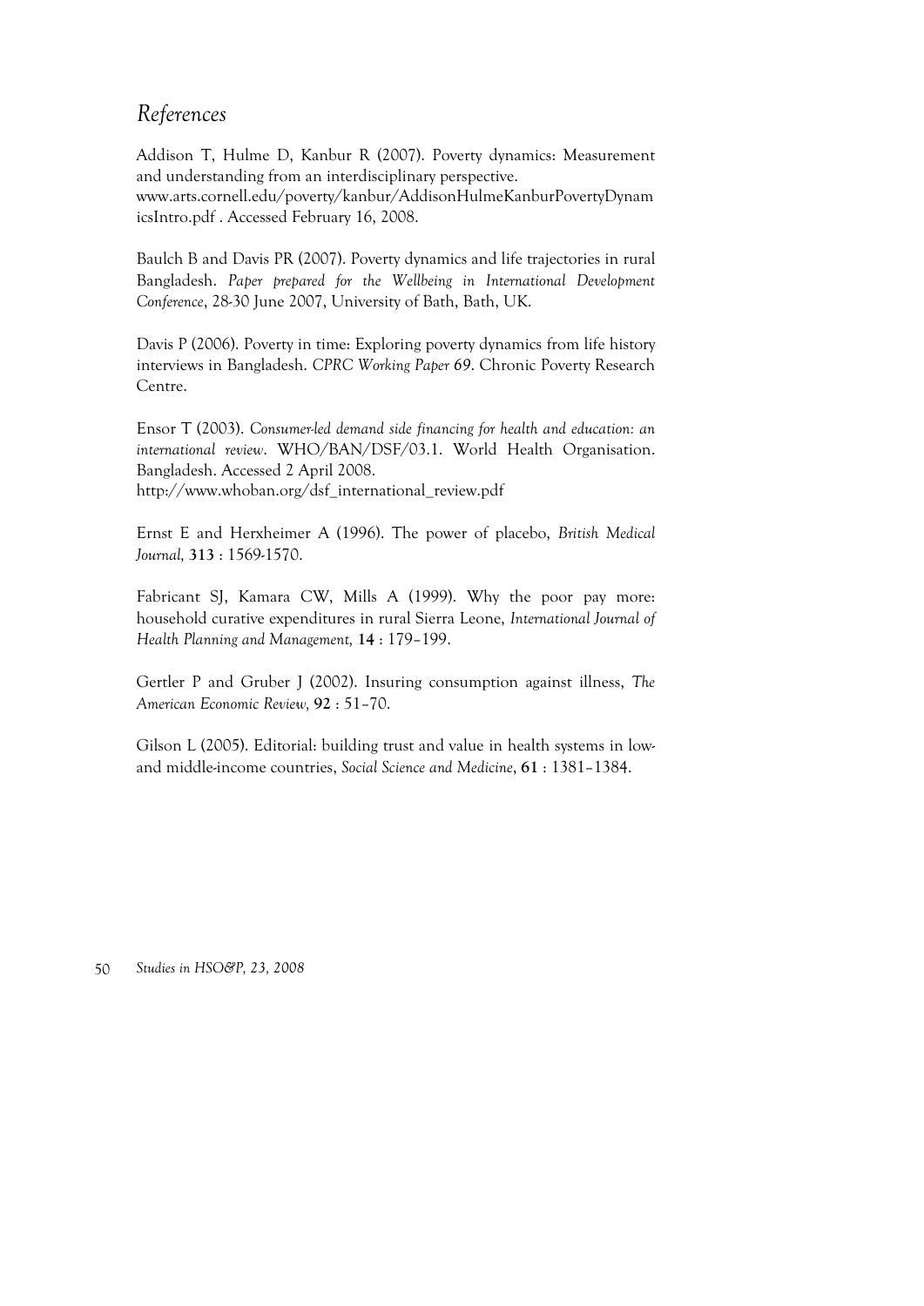## *References*

Addison T, Hulme D, Kanbur R (2007). Poverty dynamics: Measurement and understanding from an interdisciplinary perspective. www.arts.cornell.edu/poverty/kanbur/AddisonHulmeKanburPovertyDynamicsIntro.pdf . Accessed February 16, 2008.

Baulch B and Davis PR (2007). Poverty dynamics and life trajectories in rural Bangladesh. *Paper prepared for the Wellbeing in International Development Conference*, 28-30 June 2007, University of Bath, Bath, UK.

Davis P (2006). Poverty in time: Exploring poverty dynamics from life history interviews in Bangladesh. *CPRC Working Paper 69*. Chronic Poverty Research Centre.

Ensor T (2003). *Consumer-led demand side financing for health and education: an international review*. WHO/BAN/DSF/03.1. World Health Organisation. Bangladesh. Accessed 2 April 2008. http://www.whoban.org/dsf_international_review.pdf

Ernst E and Herxheimer A (1996). The power of placebo, *British Medical Journal,* **313** : 1569-1570.

Fabricant SJ, Kamara CW, Mills A (1999). Why the poor pay more: household curative expenditures in rural Sierra Leone, *International Journal of Health Planning and Management,* **14** : 179–199.

Gertler P and Gruber J (2002). Insuring consumption against illness, *The American Economic Review,* **92** : 51–70.

Gilson L (2005). Editorial: building trust and value in health systems in low- and middle-income countries, *Social Science and Medicine*, **61** : 1381–1384.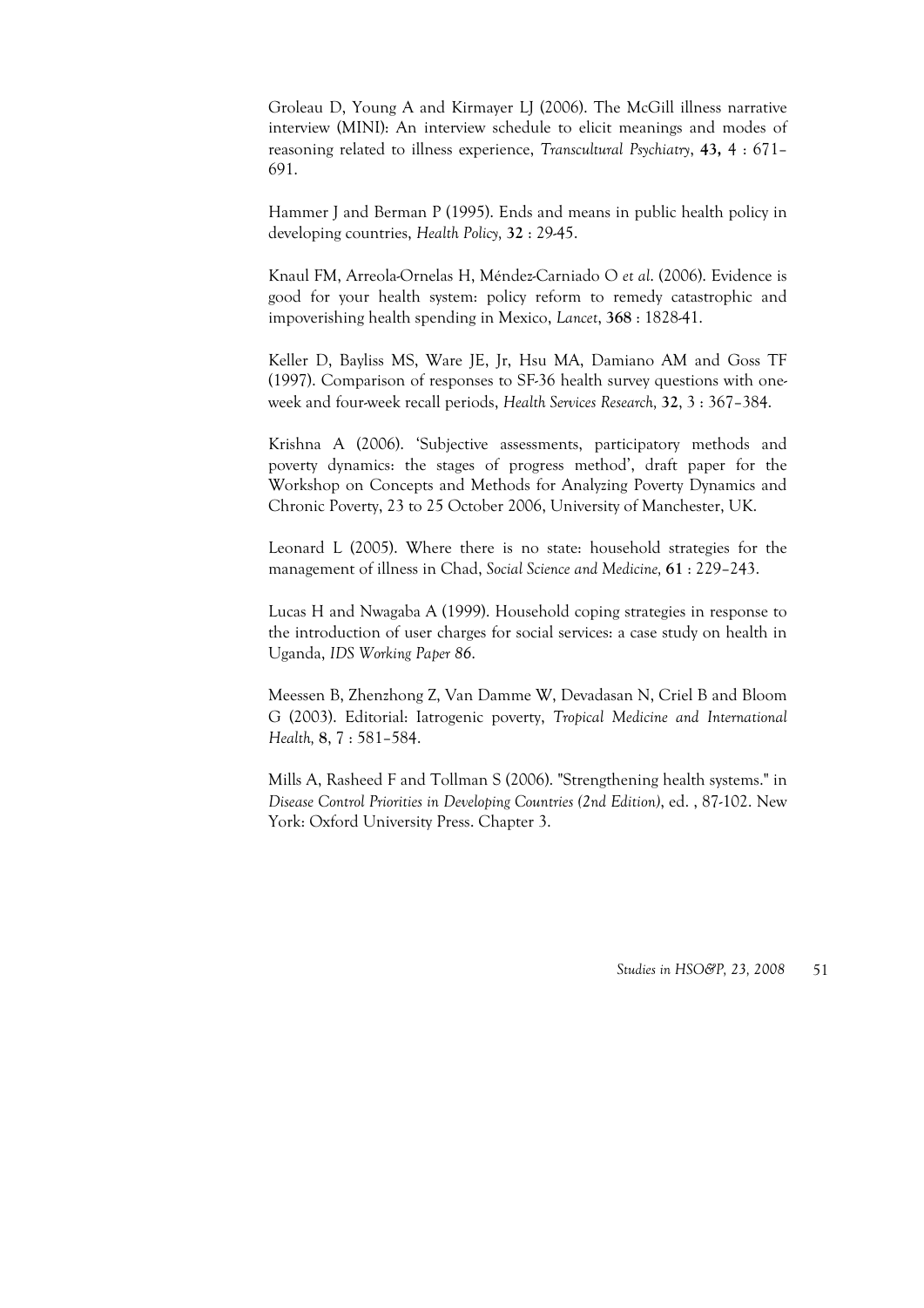Groleau D, Young A and Kirmayer LJ (2006). The McGill illness narrative interview (MINI): An interview schedule to elicit meanings and modes of reasoning related to illness experience, *Transcultural Psychiatry*, **43,** 4 : 671–691.

Hammer J and Berman P (1995). Ends and means in public health policy in developing countries, *Health Policy,* **32** : 29-45.

Knaul FM, Arreola-Ornelas H, Méndez-Carniado O *et al*. (2006). Evidence is good for your health system: policy reform to remedy catastrophic and impoverishing health spending in Mexico, *Lancet*, **368** : 1828-41.

Keller D, Bayliss MS, Ware JE, Jr, Hsu MA, Damiano AM and Goss TF (1997). Comparison of responses to SF-36 health survey questions with one-week and four-week recall periods, *Health Services Research,* **32**, 3 : 367–384.

Krishna A (2006). 'Subjective assessments, participatory methods and poverty dynamics: the stages of progress method', draft paper for the Workshop on Concepts and Methods for Analyzing Poverty Dynamics and Chronic Poverty, 23 to 25 October 2006, University of Manchester, UK.

Leonard L (2005). Where there is no state: household strategies for the management of illness in Chad, *Social Science and Medicine,* **61** : 229–243.

Lucas H and Nwagaba A (1999). Household coping strategies in response to the introduction of user charges for social services: a case study on health in Uganda, *IDS Working Paper 86*.

Meessen B, Zhenzhong Z, Van Damme W, Devadasan N, Criel B and Bloom G (2003). Editorial: Iatrogenic poverty, *Tropical Medicine and International Health,* **8**, 7 : 581–584.

Mills A, Rasheed F and Tollman S (2006). "Strengthening health systems." in *Disease Control Priorities in Developing Countries (2nd Edition)*, ed. , 87-102. New York: Oxford University Press. Chapter 3.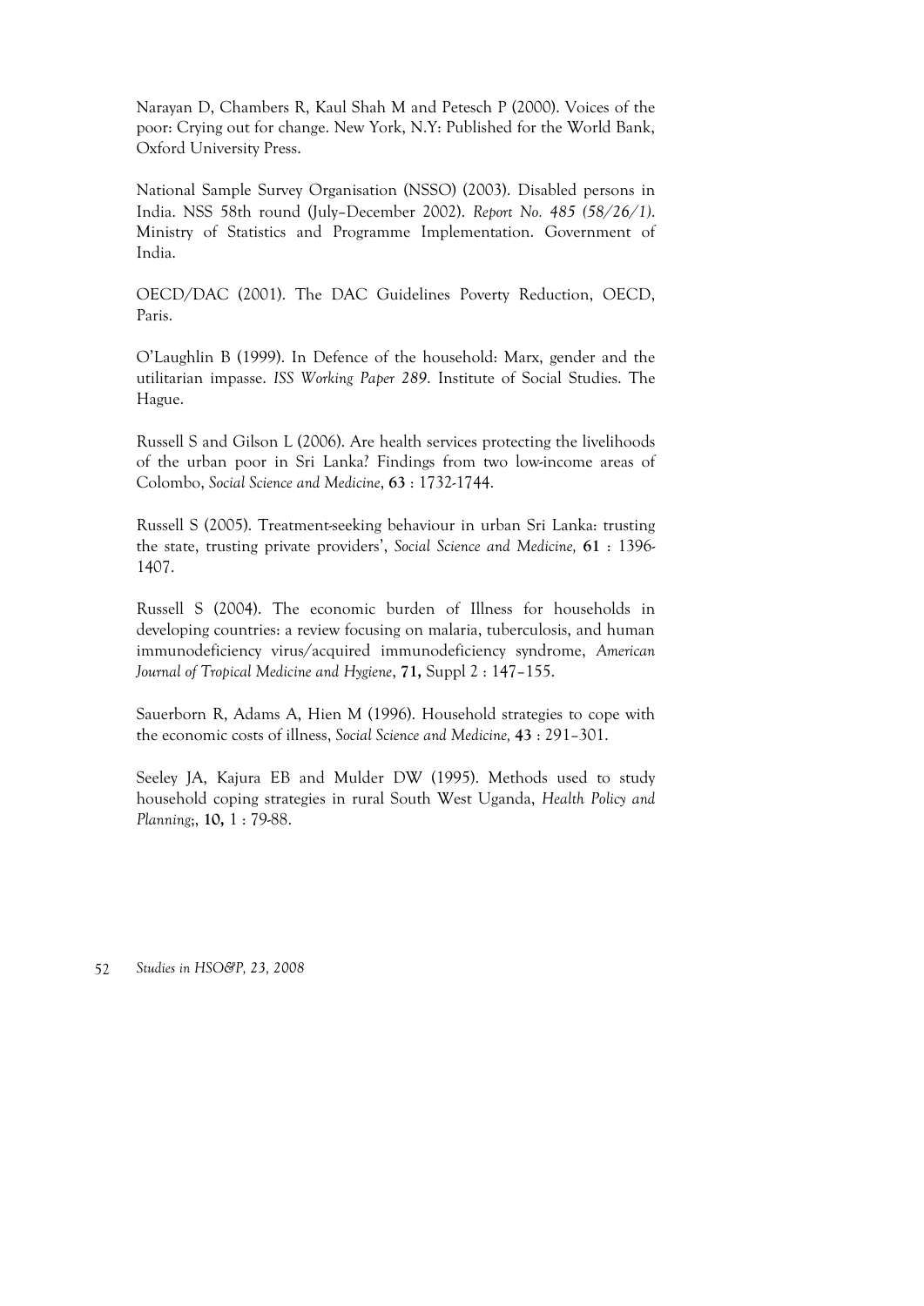Narayan D, Chambers R, Kaul Shah M and Petesch P (2000). Voices of the poor: Crying out for change. New York, N.Y: Published for the World Bank, Oxford University Press.

National Sample Survey Organisation (NSSO) (2003). Disabled persons in India. NSS 58th round (July–December 2002). *Report No. 485 (58/26/1).* Ministry of Statistics and Programme Implementation. Government of India.

OECD/DAC (2001). The DAC Guidelines Poverty Reduction, OECD, Paris.

O'Laughlin B (1999). In Defence of the household: Marx, gender and the utilitarian impasse. *ISS Working Paper 289*. Institute of Social Studies. The Hague.

Russell S and Gilson L (2006). Are health services protecting the livelihoods of the urban poor in Sri Lanka? Findings from two low-income areas of Colombo, *Social Science and Medicine*, **63** : 1732-1744.

Russell S (2005). Treatment-seeking behaviour in urban Sri Lanka: trusting the state, trusting private providers', *Social Science and Medicine,* **61** : 1396-1407.

Russell S (2004). The economic burden of Illness for households in developing countries: a review focusing on malaria, tuberculosis, and human immunodeficiency virus/acquired immunodeficiency syndrome, *American Journal of Tropical Medicine and Hygiene*, **71,** Suppl 2 : 147–155.

Sauerborn R, Adams A, Hien M (1996). Household strategies to cope with the economic costs of illness, *Social Science and Medicine,* **43** : 291–301.

Seeley JA, Kajura EB and Mulder DW (1995). Methods used to study household coping strategies in rural South West Uganda, *Health Policy and Planning*;, **10,** 1 : 79-88.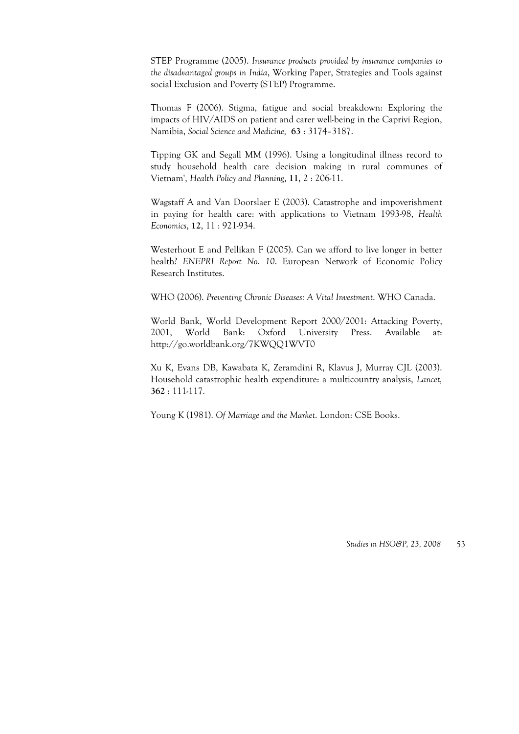STEP Programme (2005). *Insurance products provided by insurance companies to the disadvantaged groups in India*, Working Paper, Strategies and Tools against social Exclusion and Poverty (STEP) Programme.

Thomas F (2006). Stigma, fatigue and social breakdown: Exploring the impacts of HIV/AIDS on patient and carer well-being in the Caprivi Region, Namibia, *Social Science and Medicine,* **63** : 3174–3187.

Tipping GK and Segall MM (1996). Using a longitudinal illness record to study household health care decision making in rural communes of Vietnam', *Health Policy and Planning*, **11**, 2 : 206-11.

Wagstaff A and Van Doorslaer E (2003). Catastrophe and impoverishment in paying for health care: with applications to Vietnam 1993-98, *Health Economics*, **12**, 11 : 921-934.

Westerhout E and Pellikan F (2005). Can we afford to live longer in better health? *ENEPRI Report No. 10*. European Network of Economic Policy Research Institutes.

WHO (2006). *Preventing Chronic Diseases: A Vital Investment*. WHO Canada.

World Bank, World Development Report 2000/2001: Attacking Poverty, 2001, World Bank: Oxford University Press. Available at: http://go.worldbank.org/7KWQQ1WVT0

Xu K, Evans DB, Kawabata K, Zeramdini R, Klavus J, Murray CJL (2003). Household catastrophic health expenditure: a multicountry analysis, *Lancet,* **362** : 111-117.

Young K (1981). *Of Marriage and the Market*. London: CSE Books.